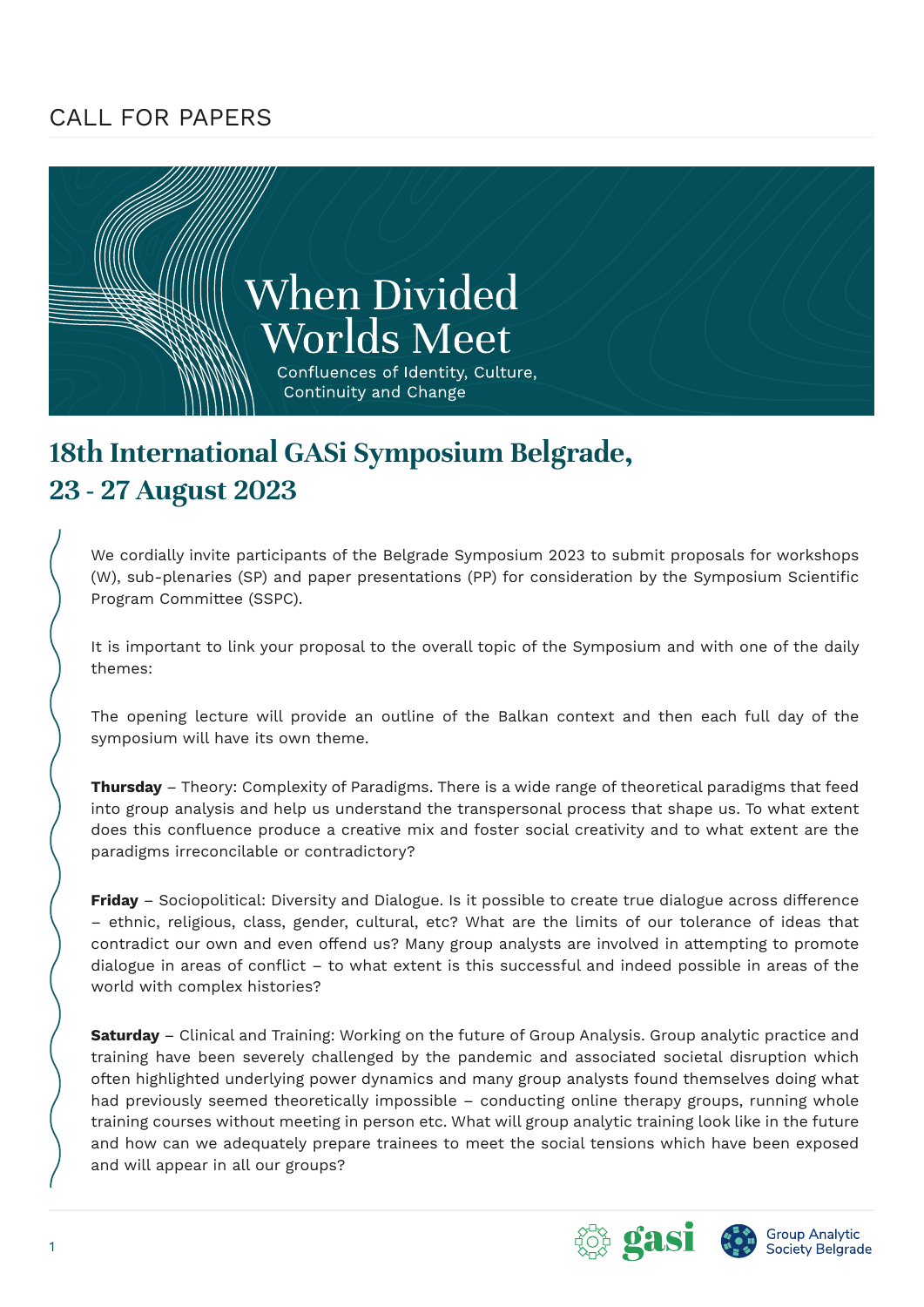CALL FOR PAPERS

# When Divided Worlds Meet

Confluences of Identity, Culture, Continuity and Change

## 18th International GASi Symposium Belgrade, 23 - 27 August 2023

We cordially invite participants of the Belgrade Symposium 2023 to submit proposals for workshops (W), sub-plenaries (SP) and paper presentations (PP) for consideration by the Symposium Scientific Program Committee (SSPC).

It is important to link your proposal to the overall topic of the Symposium and with one of the daily themes:

The opening lecture will provide an outline of the Balkan context and then each full day of the symposium will have its own theme.

**Thursday** – Theory: Complexity of Paradigms. There is a wide range of theoretical paradigms that feed into group analysis and help us understand the transpersonal process that shape us. To what extent does this confluence produce a creative mix and foster social creativity and to what extent are the paradigms irreconcilable or contradictory?

**Friday** – Sociopolitical: Diversity and Dialogue. Is it possible to create true dialogue across difference – ethnic, religious, class, gender, cultural, etc? What are the limits of our tolerance of ideas that contradict our own and even offend us? Many group analysts are involved in attempting to promote dialogue in areas of conflict – to what extent is this successful and indeed possible in areas of the world with complex histories?

**Saturday** – Clinical and Training: Working on the future of Group Analysis. Group analytic practice and training have been severely challenged by the pandemic and associated societal disruption which often highlighted underlying power dynamics and many group analysts found themselves doing what had previously seemed theoretically impossible – conducting online therapy groups, running whole training courses without meeting in person etc. What will group analytic training look like in the future and how can we adequately prepare trainees to meet the social tensions which have been exposed and will appear in all our groups?

gasi

Group Analytic Society Belgrade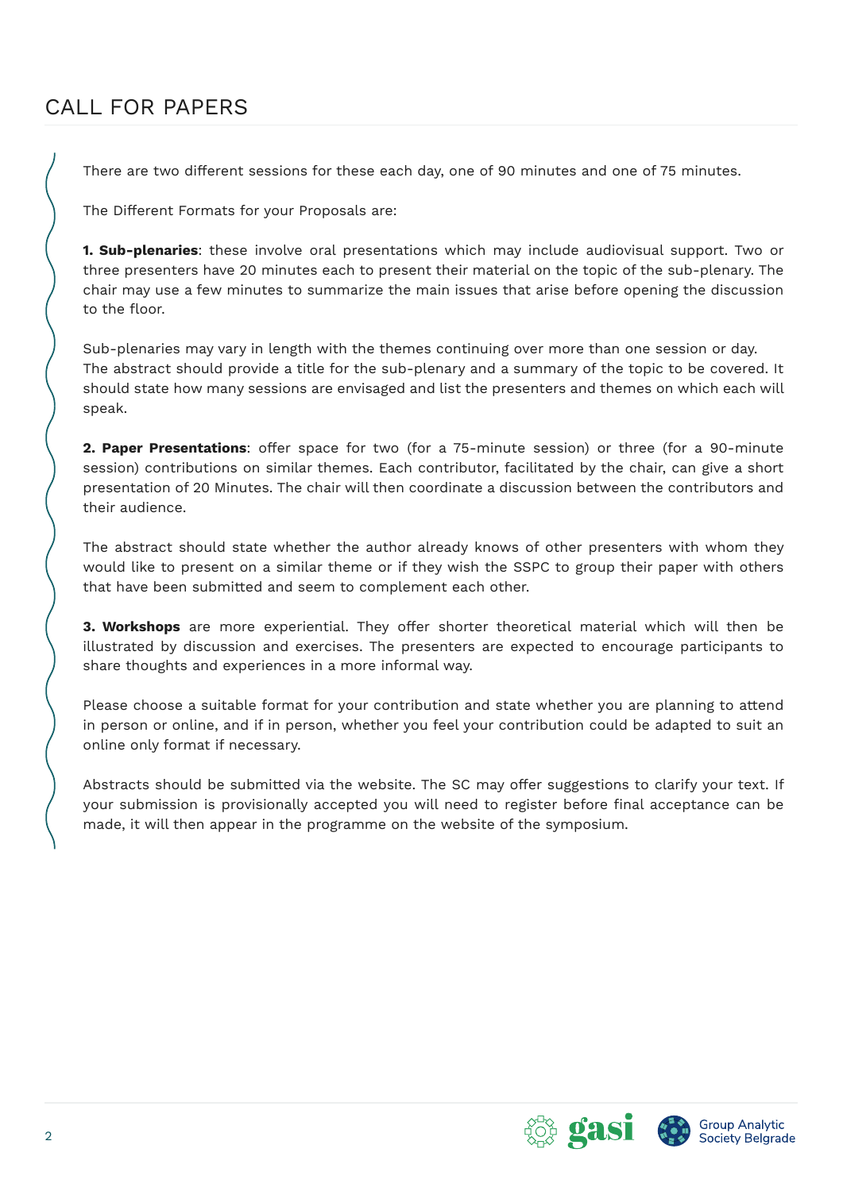## CALL FOR PAPERS

There are two different sessions for these each day, one of 90 minutes and one of 75 minutes.

The Different Formats for your Proposals are:

**1. Sub-plenaries**: these involve oral presentations which may include audiovisual support. Two or three presenters have 20 minutes each to present their material on the topic of the sub-plenary. The chair may use a few minutes to summarize the main issues that arise before opening the discussion to the floor.

Sub-plenaries may vary in length with the themes continuing over more than one session or day. The abstract should provide a title for the sub-plenary and a summary of the topic to be covered. It should state how many sessions are envisaged and list the presenters and themes on which each will speak.

**2. Paper Presentations**: offer space for two (for a 75-minute session) or three (for a 90-minute session) contributions on similar themes. Each contributor, facilitated by the chair, can give a short presentation of 20 Minutes. The chair will then coordinate a discussion between the contributors and their audience.

The abstract should state whether the author already knows of other presenters with whom they would like to present on a similar theme or if they wish the SSPC to group their paper with others that have been submitted and seem to complement each other.

**3. Workshops** are more experiential. They offer shorter theoretical material which will then be illustrated by discussion and exercises. The presenters are expected to encourage participants to share thoughts and experiences in a more informal way.

Please choose a suitable format for your contribution and state whether you are planning to attend in person or online, and if in person, whether you feel your contribution could be adapted to suit an online only format if necessary.

Abstracts should be submitted via the website. The SC may offer suggestions to clarify your text. If your submission is provisionally accepted you will need to register before final acceptance can be made, it will then appear in the programme on the website of the symposium.

gasi

Group Analytic Society Belgrade